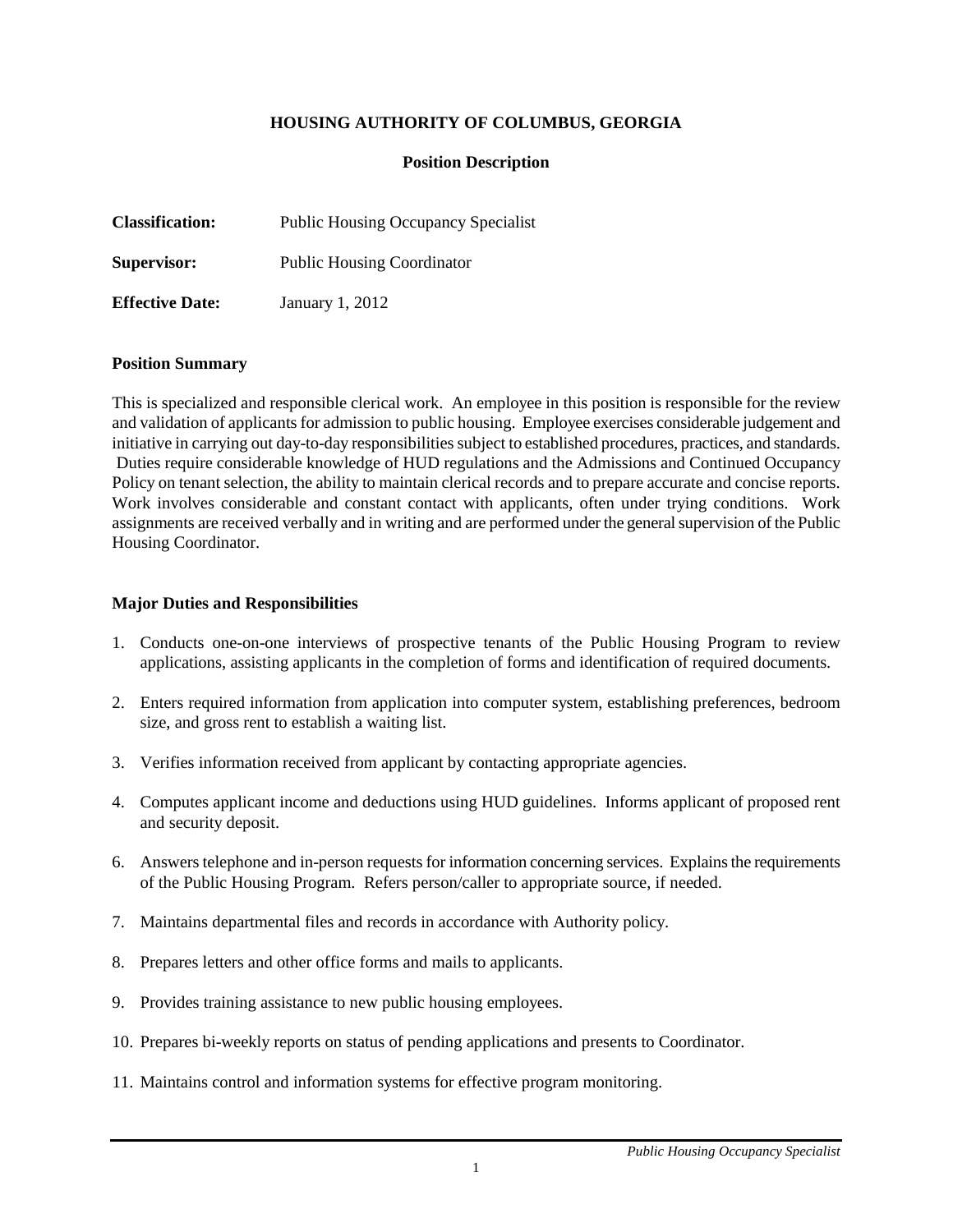# HOUSING AUTHORITY OF COLUMBUS, GEORGIA

## Position Description

**Classification:** Public Housing Occupancy Specialist

**Supervisor:** Public Housing Coordinator

**Effective Date:** January 1, 2012

### Position Summary

This is specialized and responsible clerical work. An employee in this position is responsible for the review and validation of applicants for admission to public housing. Employee exercises considerable judgement and initiative in carrying out day-to-day responsibilities subject to established procedures, practices, and standards. Duties require considerable knowledge of HUD regulations and the Admissions and Continued Occupancy Policy on tenant selection, the ability to maintain clerical records and to prepare accurate and concise reports. Work involves considerable and constant contact with applicants, often under trying conditions. Work assignments are received verbally and in writing and are performed under the general supervision of the Public Housing Coordinator.

### Major Duties and Responsibilities

1. Conducts one-on-one interviews of prospective tenants of the Public Housing Program to review applications, assisting applicants in the completion of forms and identification of required documents.
2. Enters required information from application into computer system, establishing preferences, bedroom size, and gross rent to establish a waiting list.
3. Verifies information received from applicant by contacting appropriate agencies.
4. Computes applicant income and deductions using HUD guidelines. Informs applicant of proposed rent and security deposit.

6. Answers telephone and in-person requests for information concerning services. Explains the requirements of the Public Housing Program. Refers person/caller to appropriate source, if needed.
7. Maintains departmental files and records in accordance with Authority policy.
8. Prepares letters and other office forms and mails to applicants.
9. Provides training assistance to new public housing employees.
10. Prepares bi-weekly reports on status of pending applications and presents to Coordinator.
11. Maintains control and information systems for effective program monitoring.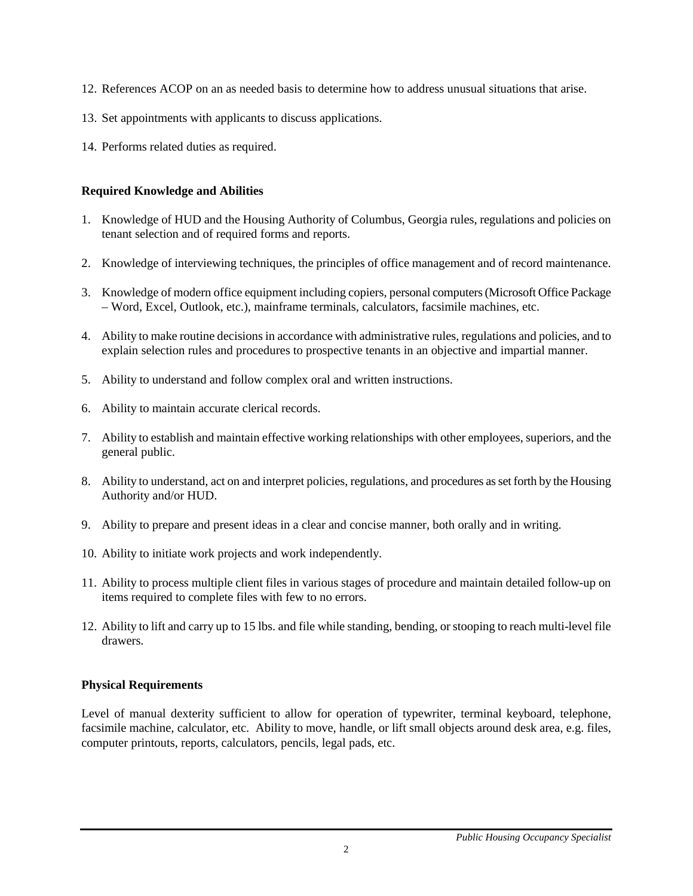12. References ACOP on an as needed basis to determine how to address unusual situations that arise.

13. Set appointments with applicants to discuss applications.

14. Performs related duties as required.

**Required Knowledge and Abilities**

1. Knowledge of HUD and the Housing Authority of Columbus, Georgia rules, regulations and policies on tenant selection and of required forms and reports.

2. Knowledge of interviewing techniques, the principles of office management and of record maintenance.

3. Knowledge of modern office equipment including copiers, personal computers (Microsoft Office Package – Word, Excel, Outlook, etc.), mainframe terminals, calculators, facsimile machines, etc.

4. Ability to make routine decisions in accordance with administrative rules, regulations and policies, and to explain selection rules and procedures to prospective tenants in an objective and impartial manner.

5. Ability to understand and follow complex oral and written instructions.

6. Ability to maintain accurate clerical records.

7. Ability to establish and maintain effective working relationships with other employees, superiors, and the general public.

8. Ability to understand, act on and interpret policies, regulations, and procedures as set forth by the Housing Authority and/or HUD.

9. Ability to prepare and present ideas in a clear and concise manner, both orally and in writing.

10. Ability to initiate work projects and work independently.

11. Ability to process multiple client files in various stages of procedure and maintain detailed follow-up on items required to complete files with few to no errors.

12. Ability to lift and carry up to 15 lbs. and file while standing, bending, or stooping to reach multi-level file drawers.

**Physical Requirements**

Level of manual dexterity sufficient to allow for operation of typewriter, terminal keyboard, telephone, facsimile machine, calculator, etc. Ability to move, handle, or lift small objects around desk area, e.g. files, computer printouts, reports, calculators, pencils, legal pads, etc.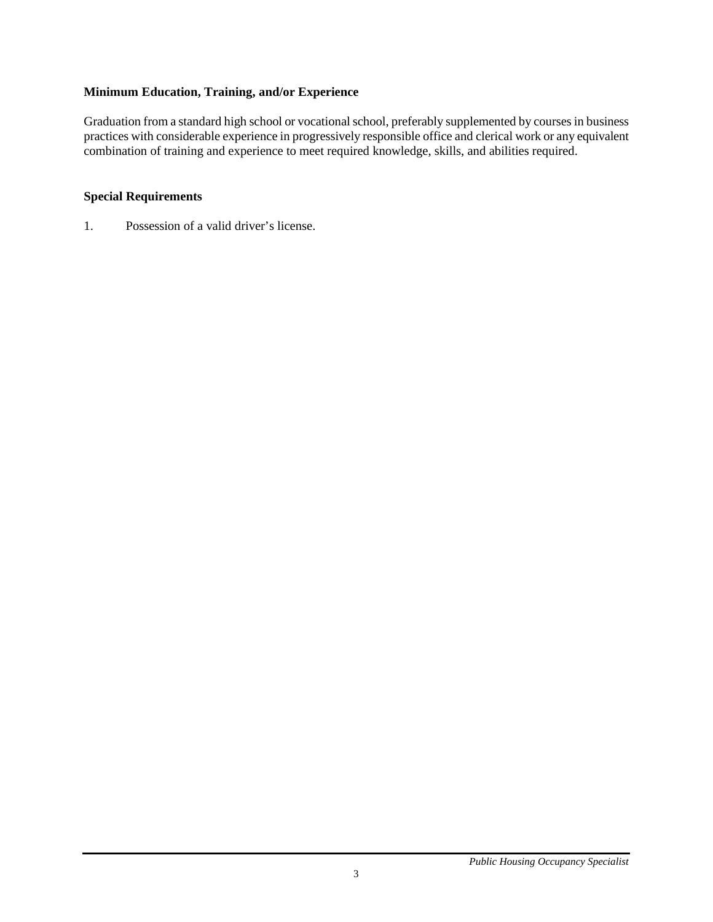### Minimum Education, Training, and/or Experience

Graduation from a standard high school or vocational school, preferably supplemented by courses in business practices with considerable experience in progressively responsible office and clerical work or any equivalent combination of training and experience to meet required knowledge, skills, and abilities required.

### Special Requirements

1. Possession of a valid driver's license.